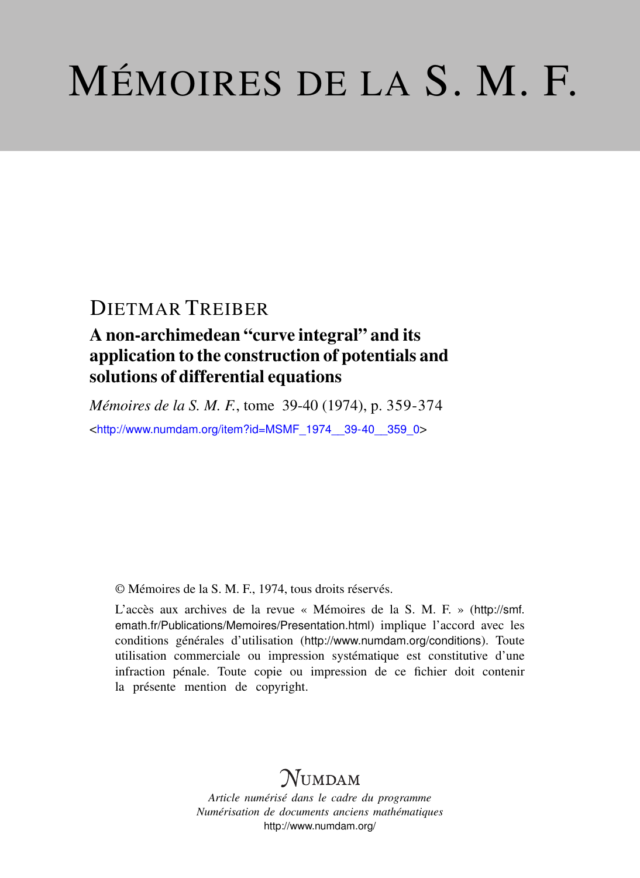# MÉMOIRES DE LA S. M. F.

DIETMAR TREIBER

## A non-archimedean "curve integral" and its application to the construction of potentials and solutions of differential equations

*Mémoires de la S. M. F.*, tome 39-40 (1974), p. 359-374

<http://www.numdam.org/item?id=MSMF_1974__39-40__359_0>

© Mémoires de la S. M. F., 1974, tous droits réservés.

L'accès aux archives de la revue « Mémoires de la S. M. F. » (http://smf.emath.fr/Publications/Memoires/Presentation.html) implique l'accord avec les conditions générales d'utilisation (http://www.numdam.org/conditions). Toute utilisation commerciale ou impression systématique est constitutive d'une infraction pénale. Toute copie ou impression de ce fichier doit contenir la présente mention de copyright.

NUMDAM

*Article numérisé dans le cadre du programme*
*Numérisation de documents anciens mathématiques*
http://www.numdam.org/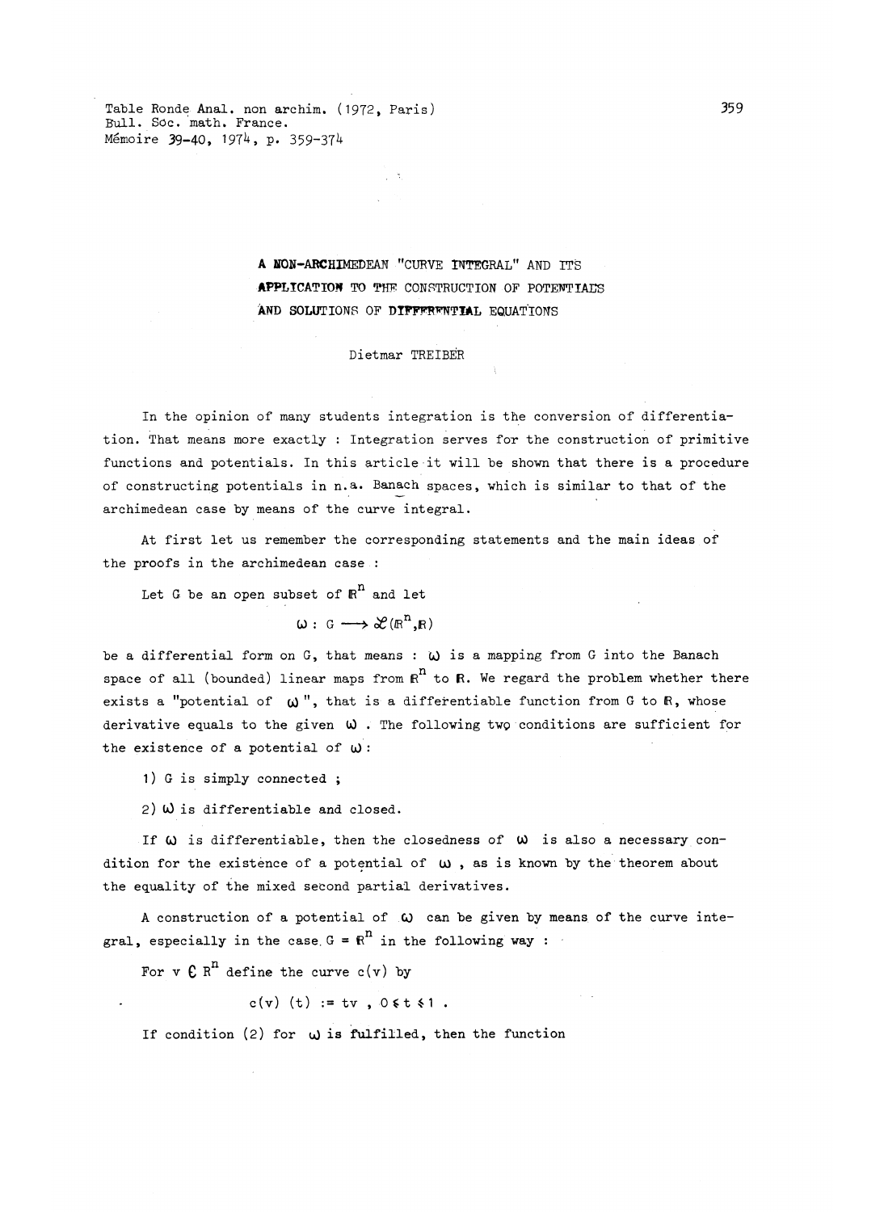Table Ronde Anal. non archim. (1972, Paris)
Bull. Soc. math. France.
Mémoire 39-40, 1974, p. 359-374

# A NON-ARCHIMEDEAN "CURVE INTEGRAL" AND ITS APPLICATION TO THE CONSTRUCTION OF POTENTIALS AND SOLUTIONS OF DIFFERENTIAL EQUATIONS

Dietmar TREIBER

In the opinion of many students integration is the conversion of differentiation. That means more exactly : Integration serves for the construction of primitive functions and potentials. In this article it will be shown that there is a procedure of constructing potentials in n.a. Banach spaces, which is similar to that of the archimedean case by means of the curve integral.

At first let us remember the corresponding statements and the main ideas of the proofs in the archimedean case :

Let G be an open subset of $\mathbb{R}^n$ and let

$$\omega : G \longrightarrow \mathcal{L}(\mathbb{R}^n, \mathbb{R})$$

be a differential form on G, that means : $\omega$ is a mapping from G into the Banach space of all (bounded) linear maps from $\mathbb{R}^n$ to $\mathbb{R}$. We regard the problem whether there exists a "potential of $\omega$", that is a differentiable function from G to $\mathbb{R}$, whose derivative equals to the given $\omega$. The following two conditions are sufficient for the existence of a potential of $\omega$:

1) G is simply connected ;

2) $\omega$ is differentiable and closed.

If $\omega$ is differentiable, then the closedness of $\omega$ is also a necessary condition for the existence of a potential of $\omega$, as is known by the theorem about the equality of the mixed second partial derivatives.

A construction of a potential of $\omega$ can be given by means of the curve integral, especially in the case $G = \mathbb{R}^n$ in the following way :

For $v \in \mathbb{R}^n$ define the curve $c(v)$ by

$$c(v)\ (t) := tv\ ,\ 0 \leq t \leq 1\ .$$

If condition (2) for $\omega$ is fulfilled, then the function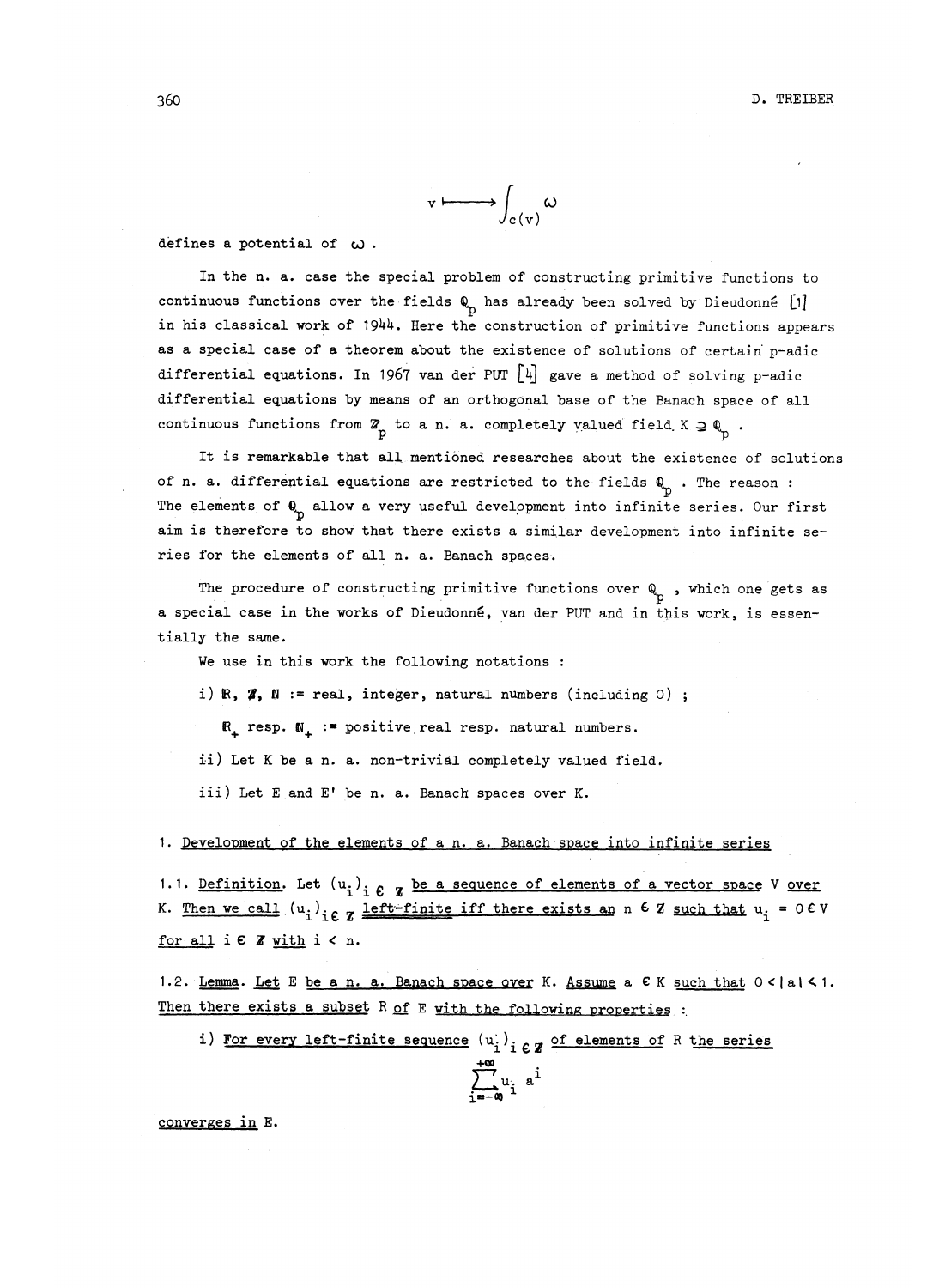$$v \longmapsto \int_{c(v)} \omega$$

defines a potential of $\omega$ .

In the n. a. case the special problem of constructing primitive functions to continuous functions over the fields $\mathbb{Q}_p$ has already been solved by Dieudonné [1] in his classical work of 1944. Here the construction of primitive functions appears as a special case of a theorem about the existence of solutions of certain p-adic differential equations. In 1967 van der PUT [4] gave a method of solving p-adic differential equations by means of an orthogonal base of the Banach space of all continuous functions from $\mathbb{Z}_p$ to a n. a. completely valued field $K \supseteq \mathbb{Q}_p$ .

It is remarkable that all mentioned researches about the existence of solutions of n. a. differential equations are restricted to the fields $\mathbb{Q}_p$ . The reason : The elements of $\mathbb{Q}_p$ allow a very useful development into infinite series. Our first aim is therefore to show that there exists a similar development into infinite series for the elements of all n. a. Banach spaces.

The procedure of constructing primitive functions over $\mathbb{Q}_p$ , which one gets as a special case in the works of Dieudonné, van der PUT and in this work, is essentially the same.

We use in this work the following notations :

i) $\mathbb{R}, \mathbb{Z}, \mathbb{N}$ := real, integer, natural numbers (including 0) ;

$\mathbb{R}_+$ resp. $\mathbb{N}_+$ := positive real resp. natural numbers.

ii) Let K be a n. a. non-trivial completely valued field.

iii) Let E and E' be n. a. Banach spaces over K.

## 1. Development of the elements of a n. a. Banach space into infinite series

1.1. Definition. Let $(u_i)_{i \in \mathbb{Z}}$ be a sequence of elements of a vector space V over K. Then we call $(u_i)_{i \in \mathbb{Z}}$ left-finite iff there exists an $n \in \mathbb{Z}$ such that $u_i = 0 \in V$ for all $i \in \mathbb{Z}$ with $i < n$.

1.2. Lemma. Let E be a n. a. Banach space over K. Assume $a \in K$ such that $0 < |a| < 1$. Then there exists a subset R of E with the following properties :

i) For every left-finite sequence $(u_i)_{i \in \mathbb{Z}}$ of elements of R the series

$$\sum_{i=-\infty}^{+\infty} u_i \, a^i$$

converges in E.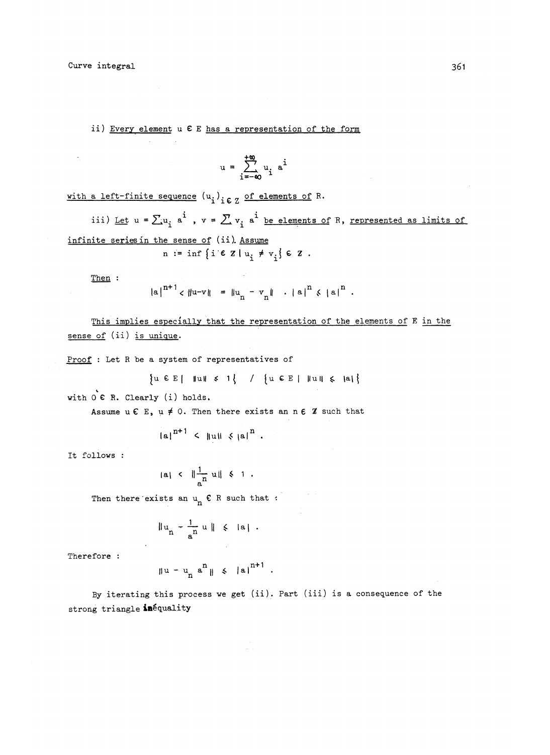ii) Every element $u \in E$ has a representation of the form

$$u = \sum_{i=-\infty}^{+\infty} u_i \, a^i$$

with a left-finite sequence $(u_i)_{i \in Z}$ of elements of R.

iii) Let $u = \sum u_i \, a^i$ , $v = \sum v_i \, a^i$ be elements of R, represented as limits of infinite series in the sense of (ii). Assume

$$n := \inf \{ i \in Z \mid u_i \neq v_i \} \in Z .$$

Then :

$$|a|^{n+1} < \|u-v\| = \|u_n - v_n\| \cdot |a|^n \leqslant |a|^n .$$

This implies especially that the representation of the elements of E in the sense of (ii) is unique.

Proof : Let R be a system of representatives of

$$\{u \in E \mid \|u\| \leqslant 1\} \; / \; \{u \in E \mid \|u\| \leqslant |a|\}$$

with $0 \in R$. Clearly (i) holds.

Assume $u \in E$, $u \neq 0$. Then there exists an $n \in Z$ such that

$$|a|^{n+1} < \|u\| \leqslant |a|^n .$$

It follows :

$$|a| < \left\|\frac{1}{a^n} u\right\| \leqslant 1 .$$

Then there exists an $u_n \in R$ such that :

$$\left\|u_n - \frac{1}{a^n} u \right\| \leqslant |a| .$$

Therefore :

$$\|u - u_n \, a^n\| \leqslant |a|^{n+1} .$$

By iterating this process we get (ii). Part (iii) is a consequence of the strong triangle inequality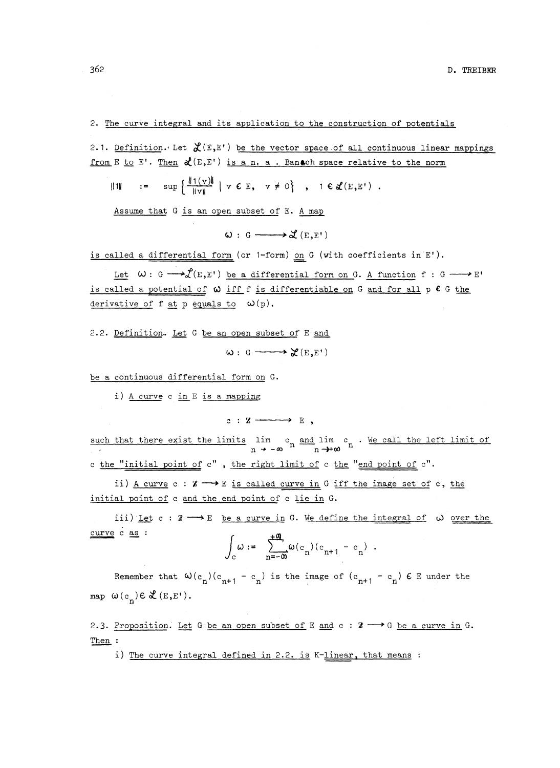## 2. The curve integral and its application to the construction of potentials

2.1. Definition. Let $\mathcal{L}(E,E')$ be the vector space of all continuous linear mappings from E to E'. Then $\mathcal{L}(E,E')$ is a n. a. Banach space relative to the norm

$$\|1\| \quad := \quad \sup\left\{\frac{\|1(v)\|}{\|v\|} \mid v \in E, \quad v \neq 0\right\} \quad , \quad 1 \in \mathcal{L}(E,E') .$$

Assume that G is an open subset of E. A map

$$\omega : G \longrightarrow \mathcal{L}(E,E')$$

is called a differential form (or 1-form) on G (with coefficients in E').

Let $\omega : G \longrightarrow \mathcal{L}(E,E')$ be a differential form on G. A function $f : G \longrightarrow E'$ is called a potential of $\omega$ iff f is differentiable on G and for all $p \in G$ the derivative of f at p equals to $\omega(p)$.

2.2. Definition. Let G be an open subset of E and

$$\omega : G \longrightarrow \mathcal{L}(E,E')$$

be a continuous differential form on G.

i) A curve c in E is a mapping

$$c : \mathbb{Z} \longrightarrow E ,$$

such that there exist the limits $\lim\limits_{n \to -\infty} c_n$ and $\lim\limits_{n \to +\infty} c_n$. We call the left limit of c the "initial point of c", the right limit of c the "end point of c".

ii) A curve $c : \mathbb{Z} \longrightarrow E$ is called curve in G iff the image set of c, the initial point of c and the end point of c lie in G.

iii) Let $c : \mathbb{Z} \longrightarrow E$ be a curve in G. We define the integral of $\omega$ over the curve c as :

$$\int_c \omega := \sum_{n=-\infty}^{+\infty} \omega(c_n)(c_{n+1} - c_n) .$$

Remember that $\omega(c_n)(c_{n+1} - c_n)$ is the image of $(c_{n+1} - c_n) \in E$ under the map $\omega(c_n) \in \mathcal{L}(E,E')$.

2.3. Proposition. Let G be an open subset of E and $c : \mathbb{Z} \longrightarrow G$ be a curve in G. Then :

i) The curve integral defined in 2.2. is K-linear, that means :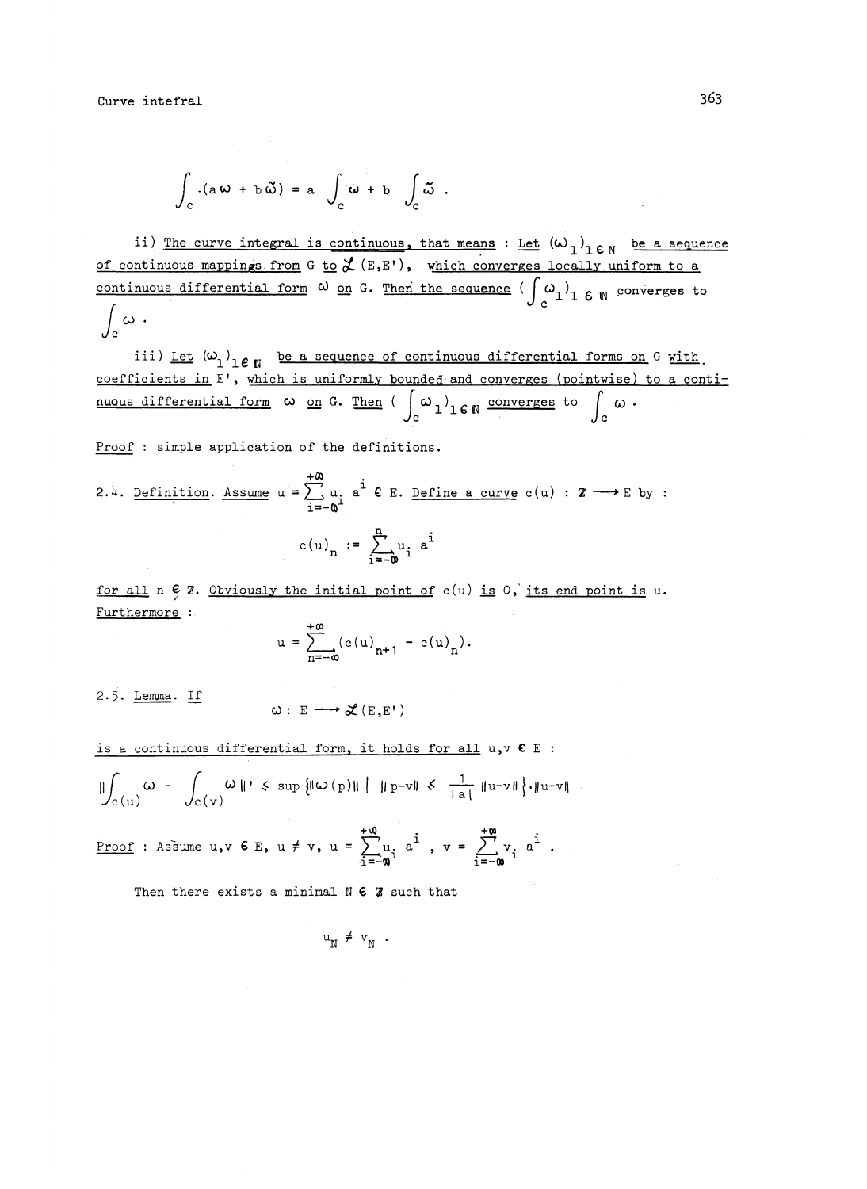$$\int_c (a\omega + b\tilde{\omega}) = a \int_c \omega + b \int_c \tilde{\omega} .$$

ii) The curve integral is continuous, that means : Let $(\omega_l)_{l \in \mathbb{N}}$ be a sequence of continuous mappings from G to $\mathcal{L}(E,E')$, which converges locally uniform to a continuous differential form $\omega$ on G. Then the sequence $(\int_c \omega_l)_{l \in \mathbb{N}}$ converges to $\int_c \omega$.

iii) Let $(\omega_l)_{l \in \mathbb{N}}$ be a sequence of continuous differential forms on G with coefficients in E', which is uniformly bounded and converges (pointwise) to a continuous differential form $\omega$ on G. Then $(\int_c \omega_l)_{l \in \mathbb{N}}$ converges to $\int_c \omega$.

Proof : simple application of the definitions.

2.4. Definition. Assume $u = \sum_{i=-\infty}^{+\infty} u_i a^i \in E$. Define a curve $c(u) : \mathbb{Z} \longrightarrow E$ by :

$$c(u)_n := \sum_{i=-\infty}^{n} u_i a^i$$

for all $n \in \mathbb{Z}$. Obviously the initial point of $c(u)$ is 0, its end point is u. Furthermore :

$$u = \sum_{n=-\infty}^{+\infty} (c(u)_{n+1} - c(u)_n).$$

2.5. Lemma. If

$$\omega : E \longrightarrow \mathcal{L}(E,E')$$

is a continuous differential form, it holds for all $u,v \in E$ :

$$\left\|\int_{c(u)} \omega - \int_{c(v)} \omega\right\|' \leq \sup\left\{\|\omega(p)\| \;\middle|\; \|p-v\| \leq \frac{1}{|a|}\|u-v\|\right\} \cdot \|u-v\|$$

Proof : Assume $u,v \in E$, $u \neq v$, $u = \sum_{i=-\infty}^{+\infty} u_i a^i$, $v = \sum_{i=-\infty}^{+\infty} v_i a^i$.

Then there exists a minimal $N \in \mathbb{Z}$ such that

$$u_N \neq v_N .$$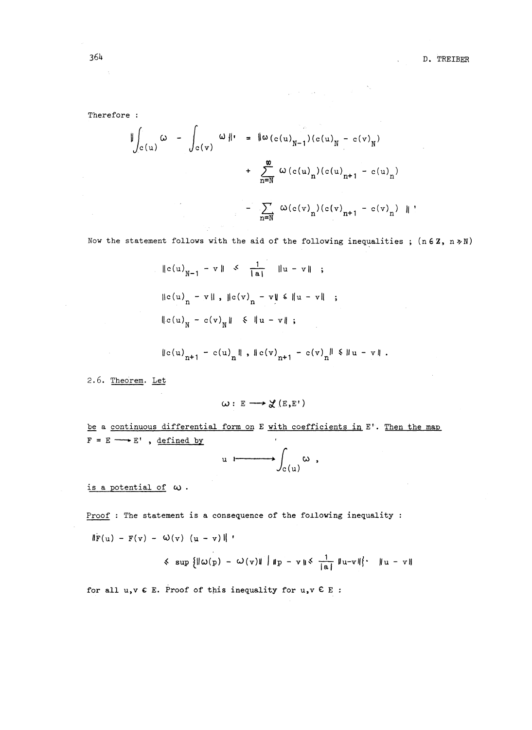Therefore :

$$\left\| \int_{c(u)} \omega - \int_{c(v)} \omega \right\|' = \| \omega(c(u)_{N-1})(c(u)_N - c(v)_N)$$

$$+ \sum_{n=N}^{\infty} \omega(c(u)_n)(c(u)_{n+1} - c(u)_n)$$

$$- \sum_{n=N} \omega(c(v)_n)(c(v)_{n+1} - c(v)_n) \|'$$

Now the statement follows with the aid of the following inequalities ; ($n \in \mathbb{Z}$, $n \geqslant N$)

$$\|c(u)_{N-1} - v\| \leqslant \frac{1}{|a|} \|u - v\| \ ;$$

$$\|c(u)_n - v\|, \ \|c(v)_n - v\| \leqslant \|u - v\| \ ;$$

$$\|c(u)_N - c(v)_N\| \leqslant \|u - v\| \ ;$$

$$\|c(u)_{n+1} - c(u)_n\|, \ \|c(v)_{n+1} - c(v)_n\| \leqslant \|u - v\| .$$

2.6. <u>Theorem</u>. <u>Let</u>

$$\omega : E \longrightarrow \mathcal{L}(E,E')$$

<u>be</u> a <u>continuous differential form on</u> E <u>with coefficients in</u> E'. <u>Then the map</u> $F = E \longrightarrow E'$ , <u>defined by</u>

$$u \longmapsto \int_{c(u)} \omega ,$$

<u>is a potential of</u> $\omega$ .

<u>Proof</u> : The statement is a consequence of the following inequality :

$$\|F(u) - F(v) - \omega(v)(u - v)\|'$$

$$\leqslant \sup\left\{\|\omega(p) - \omega(v)\| \ \middle| \ \|p - v\| \leqslant \frac{1}{|a|} \|u-v\|\right\} \cdot \ \|u - v\|$$

for all $u,v \in E$. Proof of this inequality for $u,v \in E$ :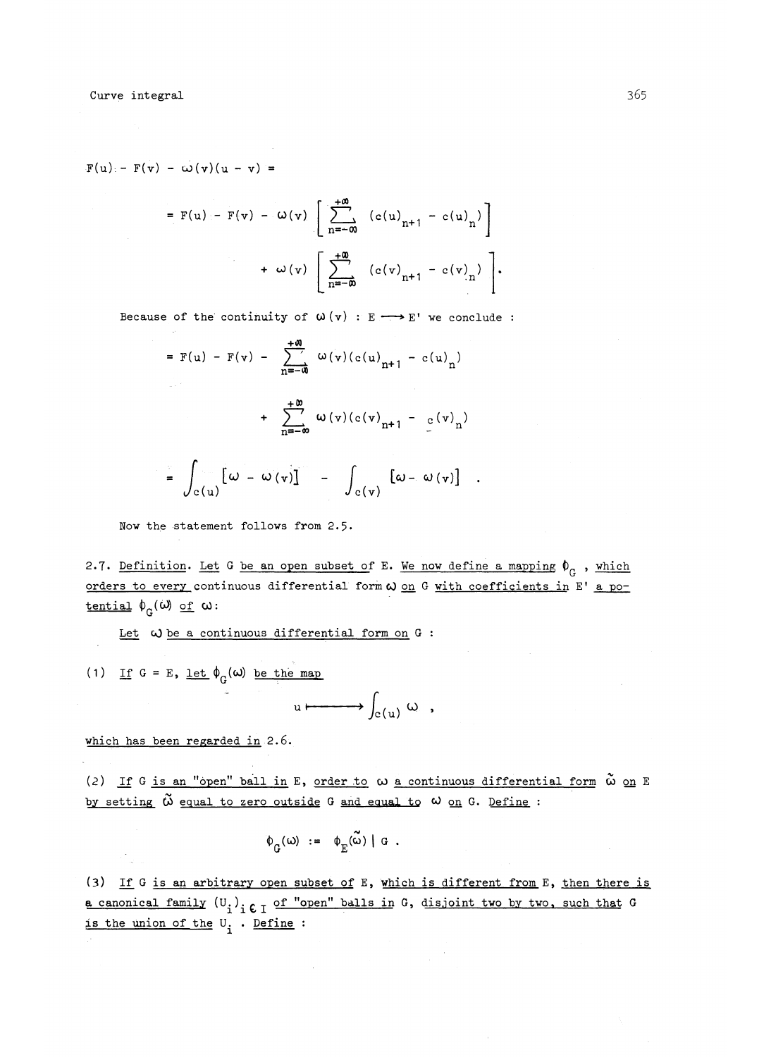$$F(u) - F(v) - \omega(v)(u - v) =$$

$$= F(u) - F(v) - \omega(v) \left[ \sum_{n=-\infty}^{+\infty} (c(u)_{n+1} - c(u)_n) \right]$$

$$+ \omega(v) \left[ \sum_{n=-\infty}^{+\infty} (c(v)_{n+1} - c(v)_n) \right].$$

Because of the continuity of $\omega(v) : E \longrightarrow E'$ we conclude :

$$= F(u) - F(v) - \sum_{n=-\infty}^{+\infty} \omega(v)(c(u)_{n+1} - c(u)_n)$$

$$+ \sum_{n=-\infty}^{+\infty} \omega(v)(c(v)_{n+1} - c(v)_n)$$

$$= \int_{c(u)} [\omega - \omega(v)] - \int_{c(v)} [\omega - \omega(v)] .$$

Now the statement follows from 2.5.

2.7. Definition. Let $G$ be an open subset of $E$. We now define a mapping $\phi_G$, which orders to every continuous differential form $\omega$ on $G$ with coefficients in $E'$ a potential $\phi_G(\omega)$ of $\omega$:

Let $\omega$ be a continuous differential form on $G$ :

(1) If $G = E$, let $\phi_G(\omega)$ be the map

$$u \longmapsto \int_{c(u)} \omega ,$$

which has been regarded in 2.6.

(2) If $G$ is an "open" ball in $E$, order to $\omega$ a continuous differential form $\tilde{\omega}$ on $E$ by setting $\tilde{\omega}$ equal to zero outside $G$ and equal to $\omega$ on $G$. Define :

$$\phi_G(\omega) := \phi_E(\tilde{\omega}) \mid G .$$

(3) If $G$ is an arbitrary open subset of $E$, which is different from $E$, then there is a canonical family $(U_i)_{i \in I}$ of "open" balls in $G$, disjoint two by two, such that $G$ is the union of the $U_i$. Define :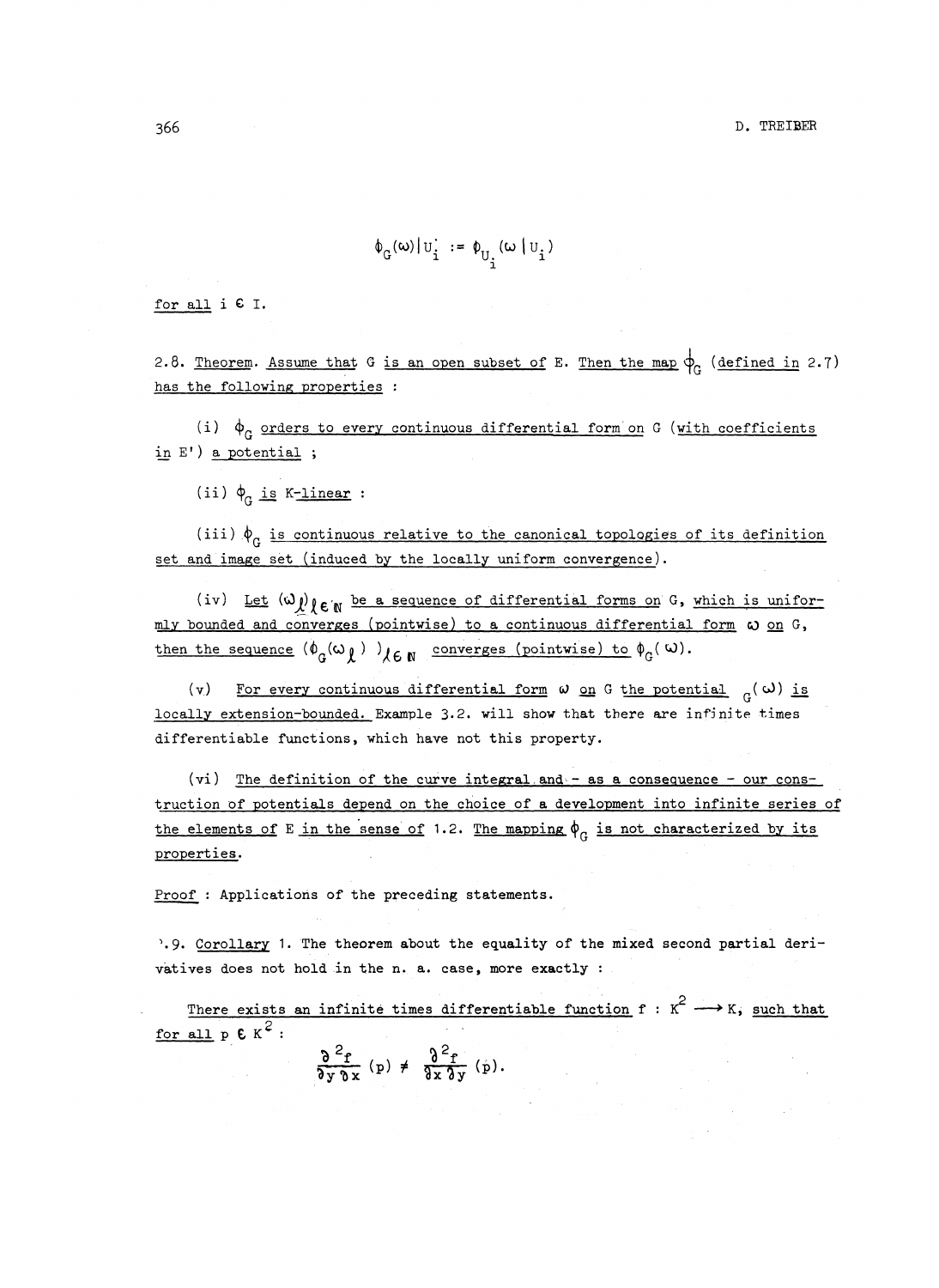$$\phi_G(\omega)|U_i := \phi_{U_i}(\omega|U_i)$$

for all $i \in I$.

2.8. Theorem. Assume that $G$ is an open subset of $E$. Then the map $\phi_G$ (defined in 2.7) has the following properties :

(i) $\phi_G$ orders to every continuous differential form on $G$ (with coefficients in $E'$) a potential ;

(ii) $\phi_G$ is $K$-linear :

(iii) $\phi_G$ is continuous relative to the canonical topologies of its definition set and image set (induced by the locally uniform convergence).

(iv) Let $(\omega_\ell)_{\ell\in\mathbb{N}}$ be a sequence of differential forms on $G$, which is uniformly bounded and converges (pointwise) to a continuous differential form $\omega$ on $G$, then the sequence $(\phi_G(\omega_\ell))_{\ell\in\mathbb{N}}$ converges (pointwise) to $\phi_G(\omega)$.

(v) For every continuous differential form $\omega$ on $G$ the potential $_G(\omega)$ is locally extension-bounded. Example 3.2. will show that there are infinite times differentiable functions, which have not this property.

(vi) The definition of the curve integral and - as a consequence - our construction of potentials depend on the choice of a development into infinite series of the elements of $E$ in the sense of 1.2. The mapping $\phi_G$ is not characterized by its properties.

Proof : Applications of the preceding statements.

2.9. Corollary 1. The theorem about the equality of the mixed second partial derivatives does not hold in the n. a. case, more exactly :

There exists an infinite times differentiable function $f : K^2 \longrightarrow K$, such that for all $p \in K^2$ :

$$\frac{\partial^2 f}{\partial y\, \partial x}(p) \neq \frac{\partial^2 f}{\partial x\, \partial y}(p).$$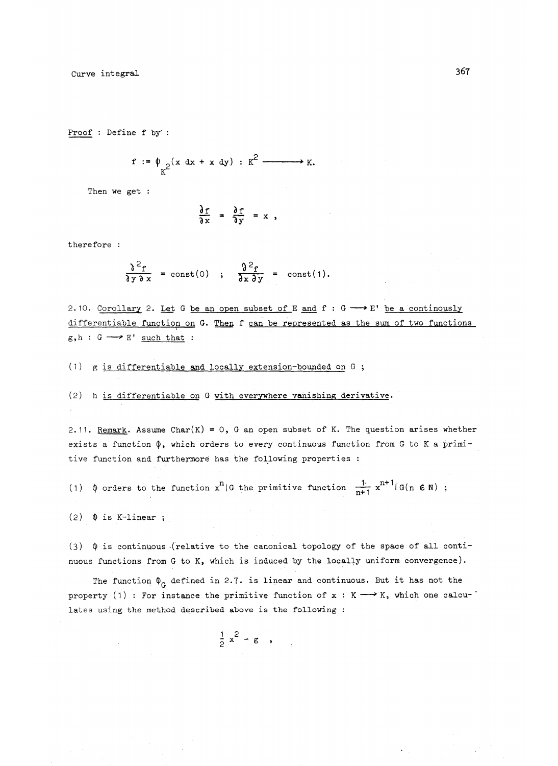Proof : Define f by :

$$f := \phi_{K^2}(x\, dx + x\, dy) : K^2 \longrightarrow K.$$

Then we get :

$$\frac{\partial f}{\partial x} = \frac{\partial f}{\partial y} = x ,$$

therefore :

$$\frac{\partial^2 f}{\partial y\, \partial x} = \text{const}(0) \quad ; \quad \frac{\partial^2 f}{\partial x\, \partial y} = \text{const}(1).$$

2.10. Corollary 2. Let G be an open subset of E and $f : G \longrightarrow E'$ be a continously differentiable function on G. Then f can be represented as the sum of two functions $g,h : G \longrightarrow E'$ such that :

(1) g is differentiable and locally extension-bounded on G ;

(2) h is differentiable on G with everywhere vanishing derivative.

2.11. Remark. Assume Char(K) = 0, G an open subset of K. The question arises whether exists a function $\phi$, which orders to every continuous function from G to K a primitive function and furthermore has the following properties :

(1) $\phi$ orders to the function $x^n|G$ the primitive function $\frac{1}{n+1} x^{n+1}|G (n \in \mathbb{N})$ ;

(2) $\phi$ is K-linear ;

(3) $\phi$ is continuous (relative to the canonical topology of the space of all continuous functions from G to K, which is induced by the locally uniform convergence).

The function $\phi_G$ defined in 2.7. is linear and continuous. But it has not the property (1) : For instance the primitive function of $x : K \longrightarrow K$, which one calculates using the method described above is the following :

$$\frac{1}{2} x^2 - g ,$$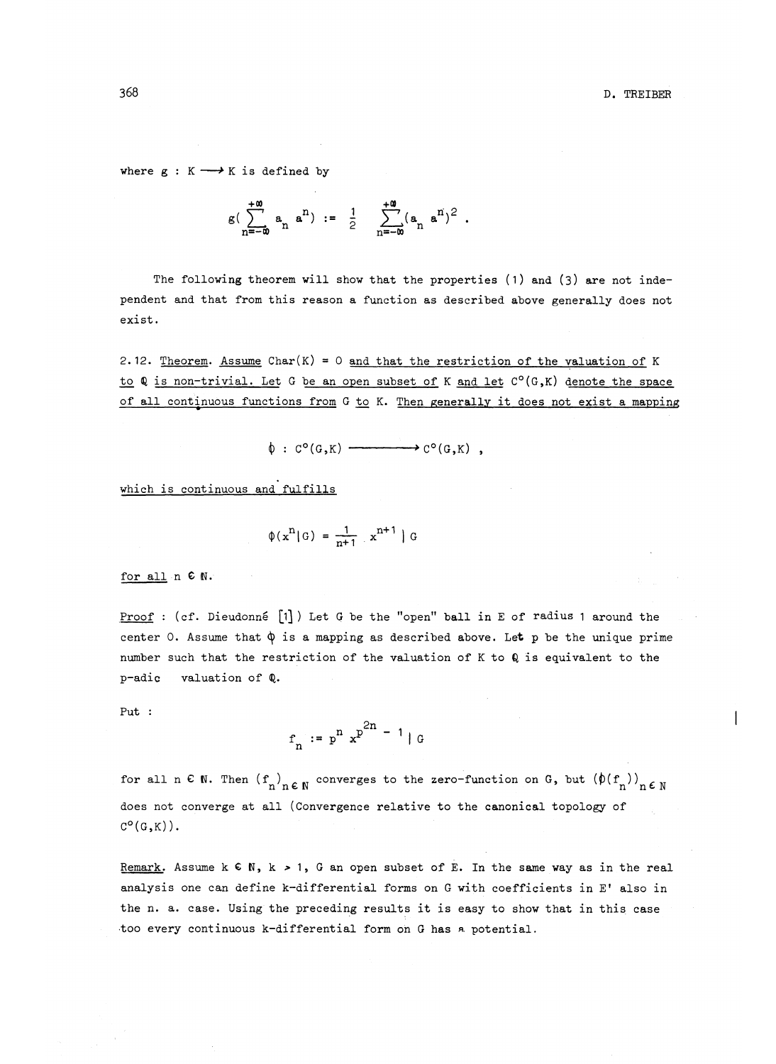where $g : K \longrightarrow K$ is defined by

$$g\left(\sum_{n=-\infty}^{+\infty} a_n\, a^n\right) := \frac{1}{2} \sum_{n=-\infty}^{+\infty} (a_n\, a^n)^2 .$$

The following theorem will show that the properties (1) and (3) are not independent and that from this reason a function as described above generally does not exist.

<u>2.12. Theorem. Assume Char(K) = 0 and that the restriction of the valuation of K to $\mathbb{Q}$ is non-trivial. Let G be an open subset of K and let $C^0(G,K)$ denote the space of all continuous functions from G to K. Then generally it does not exist a mapping</u>

$$\phi : C^0(G,K) \longrightarrow C^0(G,K) ,$$

<u>which is continuous and fulfills</u>

$$\phi(x^n | G) = \frac{1}{n+1}\, x^{n+1} \,|\, G$$

<u>for all</u> $n \in \mathbb{N}$.

<u>Proof</u> : (cf. Dieudonné [1]) Let G be the "open" ball in E of radius 1 around the center 0. Assume that $\phi$ is a mapping as described above. Let p be the unique prime number such that the restriction of the valuation of K to $\mathbb{Q}$ is equivalent to the p-adic valuation of $\mathbb{Q}$.

Put :

$$f_n := p^n\, x^{p^{2n}-1} \,|\, G$$

for all $n \in \mathbb{N}$. Then $(f_n)_{n\in\mathbb{N}}$ converges to the zero-function on G, but $(\phi(f_n))_{n\in\mathbb{N}}$ does not converge at all (Convergence relative to the canonical topology of $C^0(G,K)$).

<u>Remark</u>. Assume $k \in \mathbb{N}$, $k > 1$, G an open subset of E. In the same way as in the real analysis one can define k-differential forms on G with coefficients in E' also in the n. a. case. Using the preceding results it is easy to show that in this case too every continuous k-differential form on G has a potential.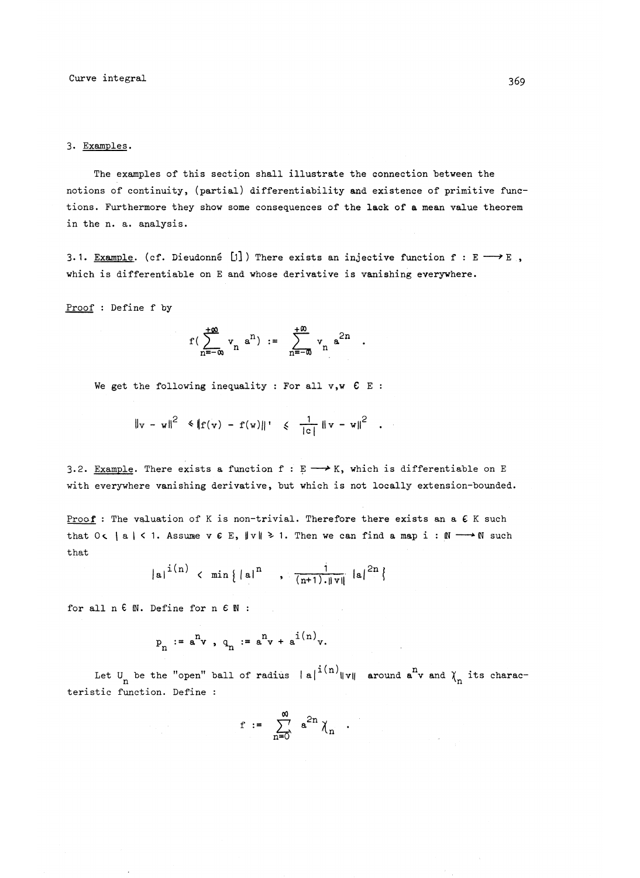### 3. Examples.

The examples of this section shall illustrate the connection between the notions of continuity, (partial) differentiability and existence of primitive functions. Furthermore they show some consequences of the lack of a mean value theorem in the n. a. analysis.

3.1. Example. (cf. Dieudonné [1]) There exists an injective function $f : E \longrightarrow E$, which is differentiable on E and whose derivative is vanishing everywhere.

Proof : Define f by

$$f\left(\sum_{n=-\infty}^{+\infty} v_n a^n\right) := \sum_{n=-\infty}^{+\infty} v_n a^{2n} .$$

We get the following inequality : For all $v,w \in E$ :

$$\|v - w\|^2 \leqslant \|f(v) - f(w)\|' \leqslant \frac{1}{|c|} \|v - w\|^2 .$$

3.2. Example. There exists a function $f : E \longrightarrow K$, which is differentiable on E with everywhere vanishing derivative, but which is not locally extension-bounded.

Proof : The valuation of K is non-trivial. Therefore there exists an $a \in K$ such that $0 < |a| < 1$. Assume $v \in E$, $\|v\| \geqslant 1$. Then we can find a map $i : \mathbb{N} \longrightarrow \mathbb{N}$ such that

$$|a|^{i(n)} < \min\left\{ |a|^n , \frac{1}{(n+1).\|v\|} |a|^{2n} \right\}$$

for all $n \in \mathbb{N}$. Define for $n \in \mathbb{N}$ :

$$p_n := a^n v , \; q_n := a^n v + a^{i(n)} v.$$

Let $U_n$ be the "open" ball of radius $|a|^{i(n)}\|v\|$ around $a^n v$ and $\chi_n$ its characteristic function. Define :

$$f := \sum_{n=0}^{\infty} a^{2n} \chi_n .$$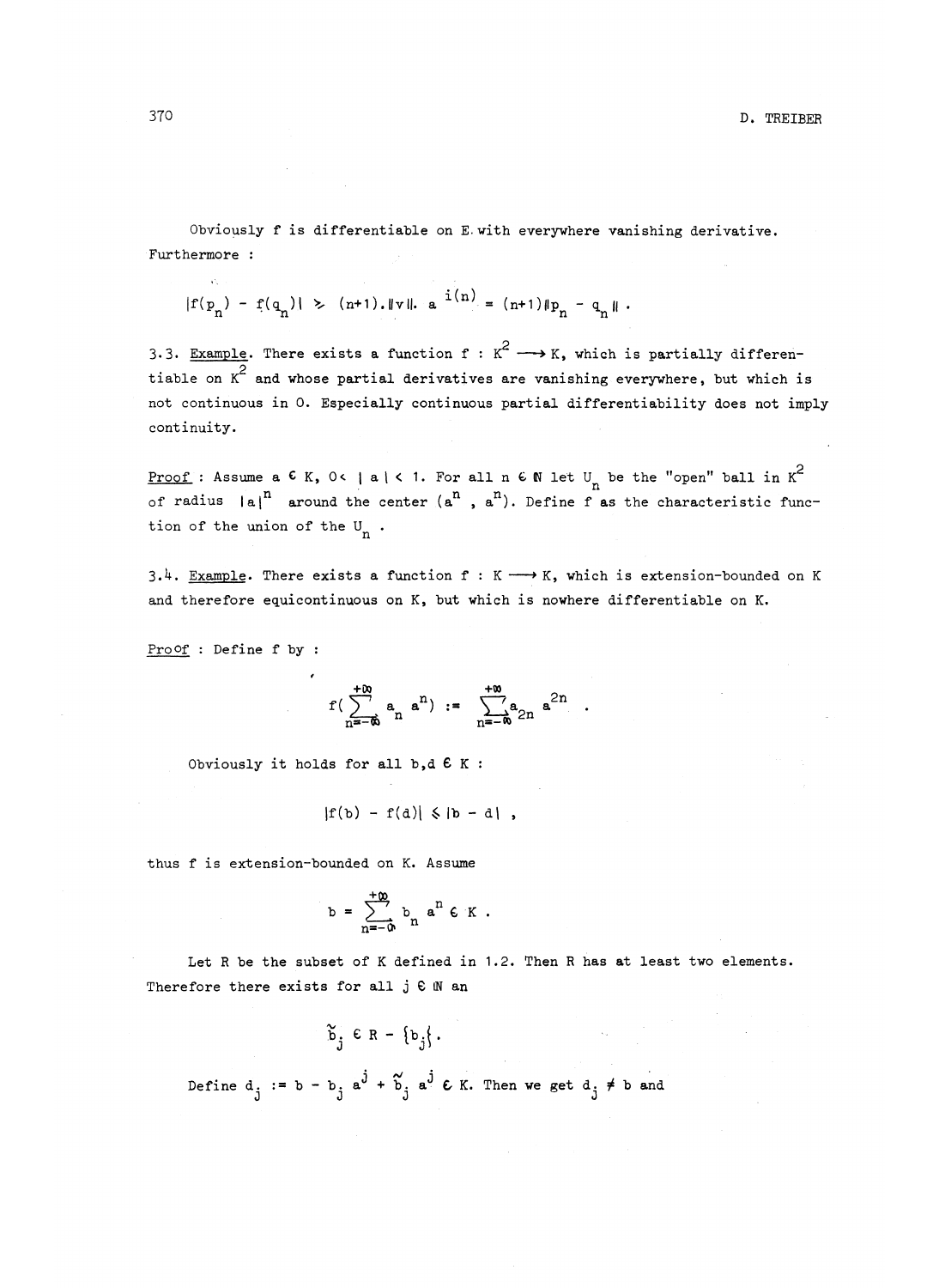Obviously f is differentiable on E with everywhere vanishing derivative. Furthermore :

$$|f(p_n) - f(q_n)| \geq (n+1).\|v\|.\, a^{i(n)} = (n+1)\|p_n - q_n\| .$$

3.3. Example. There exists a function $f : K^2 \longrightarrow K$, which is partially differentiable on $K^2$ and whose partial derivatives are vanishing everywhere, but which is not continuous in 0. Especially continuous partial differentiability does not imply continuity.

Proof : Assume $a \in K$, $0 < |a| < 1$. For all $n \in \mathbb{N}$ let $U_n$ be the "open" ball in $K^2$ of radius $|a|^n$ around the center $(a^n, a^n)$. Define f as the characteristic function of the union of the $U_n$.

3.4. Example. There exists a function $f : K \longrightarrow K$, which is extension-bounded on K and therefore equicontinuous on K, but which is nowhere differentiable on K.

Proof : Define f by :

$$f\left(\sum_{n=-\infty}^{+\infty} a_n a^n\right) := \sum_{n=-\infty}^{+\infty} a_{2n} a^{2n} .$$

Obviously it holds for all $b, d \in K$ :

$$|f(b) - f(d)| \leq |b - d| ,$$

thus f is extension-bounded on K. Assume

$$b = \sum_{n=-\infty}^{+\infty} b_n a^n \in K .$$

Let R be the subset of K defined in 1.2. Then R has at least two elements. Therefore there exists for all $j \in \mathbb{N}$ an

$$\tilde{b}_j \in R - \{b_j\} .$$

Define $d_j := b - b_j a^j + \tilde{b}_j a^j \in K$. Then we get $d_j \neq b$ and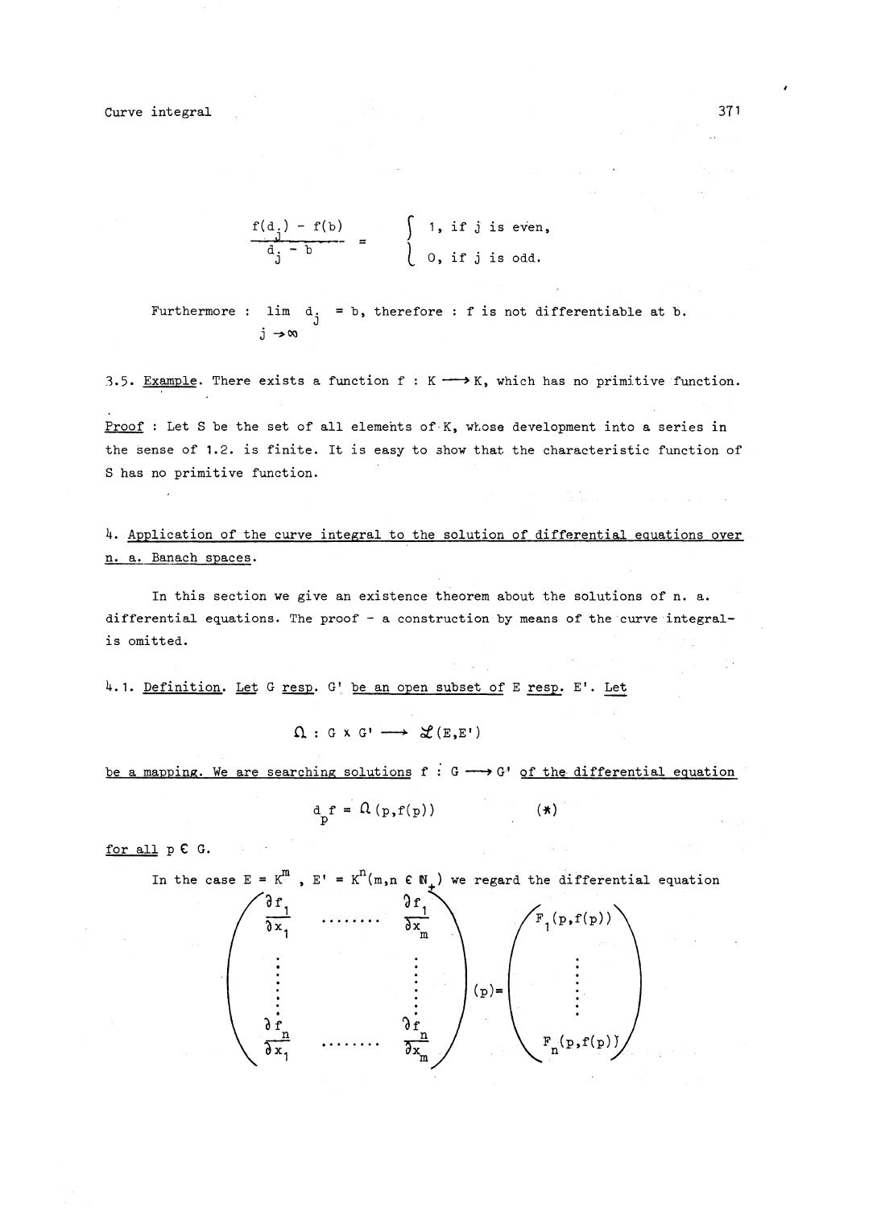$$\frac{f(d_j) - f(b)}{d_j - b} = \begin{cases} 1, & \text{if } j \text{ is even,} \\ 0, & \text{if } j \text{ is odd.} \end{cases}$$

Furthermore : $\lim_{j \to \infty} d_j = b$, therefore : $f$ is not differentiable at $b$.

3.5. Example. There exists a function $f : K \longrightarrow K$, which has no primitive function.

Proof : Let $S$ be the set of all elements of $K$, whose development into a series in the sense of 1.2. is finite. It is easy to show that the characteristic function of $S$ has no primitive function.

## 4. Application of the curve integral to the solution of differential equations over n. a. Banach spaces.

In this section we give an existence theorem about the solutions of n. a. differential equations. The proof - a construction by means of the curve integral- is omitted.

4.1. Definition. Let $G$ resp. $G'$ be an open subset of $E$ resp. $E'$. Let

$$\Omega : G \times G' \longrightarrow \mathcal{L}(E,E')$$

be a mapping. We are searching solutions $f : G \longrightarrow G'$ of the differential equation

$$d_p f = \Omega(p,f(p)) \qquad (*)$$

for all $p \in G$.

In the case $E = K^m$, $E' = K^n (m,n \in \mathbb{N}_+)$ we regard the differential equation

$$\begin{pmatrix} \frac{\partial f_1}{\partial x_1} & \cdots\cdots & \frac{\partial f_1}{\partial x_m} \\ \vdots & & \vdots \\ \frac{\partial f_n}{\partial x_1} & \cdots\cdots & \frac{\partial f_n}{\partial x_m} \end{pmatrix} (p) = \begin{pmatrix} F_1(p,f(p)) \\ \vdots \\ F_n(p,f(p)) \end{pmatrix}$$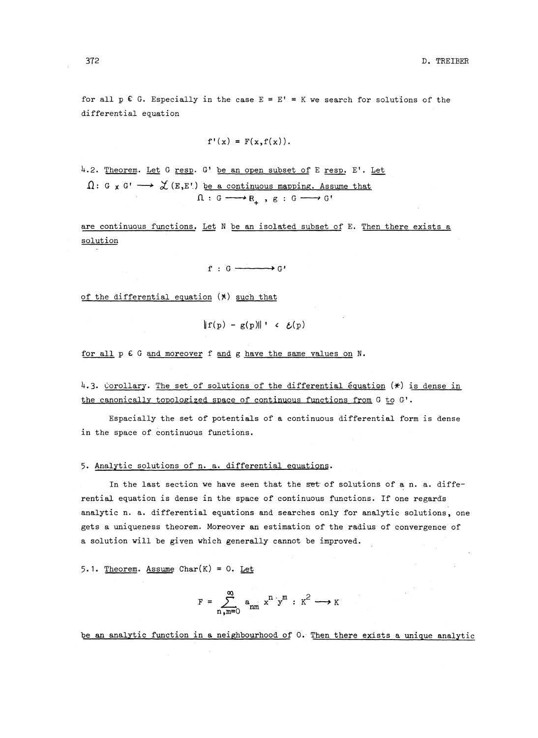for all $p \in G$. Especially in the case $E = E' = K$ we search for solutions of the differential equation

$$f'(x) = F(x, f(x)).$$

4.2. Theorem. Let $G$ resp. $G'$ be an open subset of $E$ resp. $E'$. Let $\Omega : G \times G' \longrightarrow \mathcal{L}(E,E')$ be a continuous mapping. Assume that

$$\varepsilon : G \longrightarrow \mathbb{R}_+ \ , \ g : G \longrightarrow G'$$

are continuous functions. Let $N$ be an isolated subset of $E$. Then there exists a solution

$$f : G \longrightarrow G'$$

of the differential equation (*) such that

$$\|f(p) - g(p)\|' < \varepsilon(p)$$

for all $p \in G$ and moreover $f$ and $g$ have the same values on $N$.

4.3. Corollary. The set of solutions of the differential équation (*) is dense in the canonically topologized space of continuous functions from $G$ to $G'$.

Espacially the set of potentials of a continuous differential form is dense in the space of continuous functions.

## 5. Analytic solutions of n. a. differential equations.

In the last section we have seen that the set of solutions of a n. a. differential equation is dense in the space of continuous functions. If one regards analytic n. a. differential equations and searches only for analytic solutions, one gets a uniqueness theorem. Moreover an estimation of the radius of convergence of a solution will be given which generally cannot be improved.

5.1. Theorem. Assume $\mathrm{Char}(K) = 0$. Let

$$F = \sum_{n,m=0}^{\infty} a_{nm} \, x^n \cdot y^m : K^2 \longrightarrow K$$

be an analytic function in a neighbourhood of 0. Then there exists a unique analytic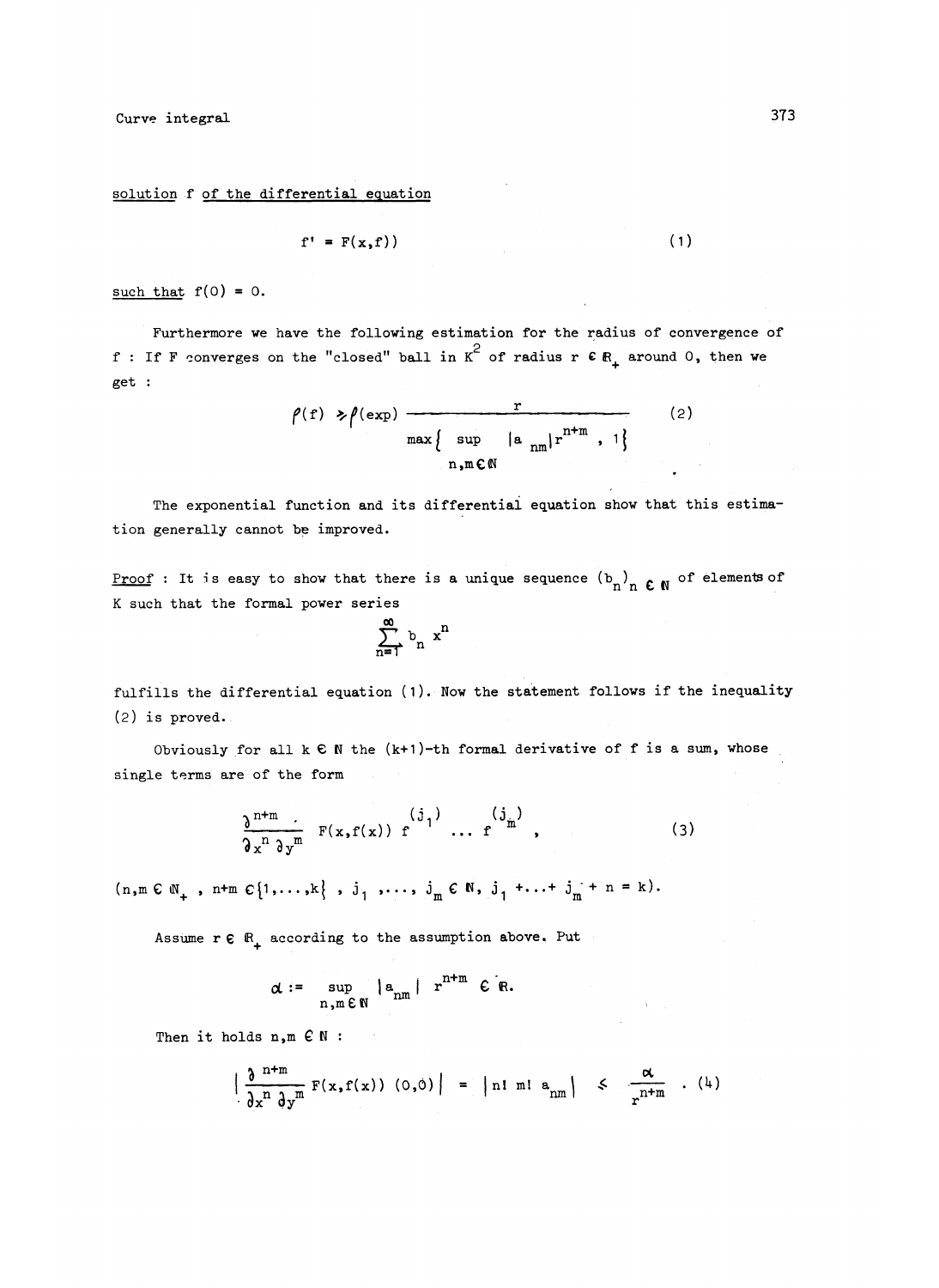solution f of the differential equation

$$f' = F(x,f)) \tag{1}$$

such that $f(0) = 0$.

Furthermore we have the following estimation for the radius of convergence of f : If F converges on the "closed" ball in $K^2$ of radius $r \in \mathbb{R}_+$ around 0, then we get :

$$\rho(f) \geq \rho(\exp) \frac{r}{\max\left\{ \sup\limits_{n,m \in \mathbb{N}} |a_{nm}| r^{n+m} , 1 \right\}} \tag{2}$$

The exponential function and its differential equation show that this estimation generally cannot be improved.

Proof : It is easy to show that there is a unique sequence $(b_n)_{n \in \mathbb{N}}$ of elements of K such that the formal power series

$$\sum_{n=1}^{\infty} b_n x^n$$

fulfills the differential equation (1). Now the statement follows if the inequality (2) is proved.

Obviously for all $k \in \mathbb{N}$ the (k+1)-th formal derivative of f is a sum, whose single terms are of the form

$$\frac{\partial^{n+m}}{\partial x^n \partial y^m} F(x,f(x))\, f^{(j_1)} \ldots f^{(j_m)} , \tag{3}$$

$(n,m \in \mathbb{N}_+ ,\ n+m \in \{1,\ldots,k\} ,\ j_1 ,\ldots, j_m \in \mathbb{N},\ j_1 +\ldots+ j_m + n = k)$.

Assume $r \in \mathbb{R}_+$ according to the assumption above. Put

$$\alpha := \sup_{n,m \in \mathbb{N}} |a_{nm}|\, r^{n+m} \in \mathbb{R}.$$

Then it holds $n,m \in \mathbb{N}$ :

$$\left| \frac{\partial^{n+m}}{\partial x^n \partial y^m} F(x,f(x))\,(0,0) \right| = |n!\, m!\, a_{nm}| \leq \frac{\alpha}{r^{n+m}} . \tag{4}$$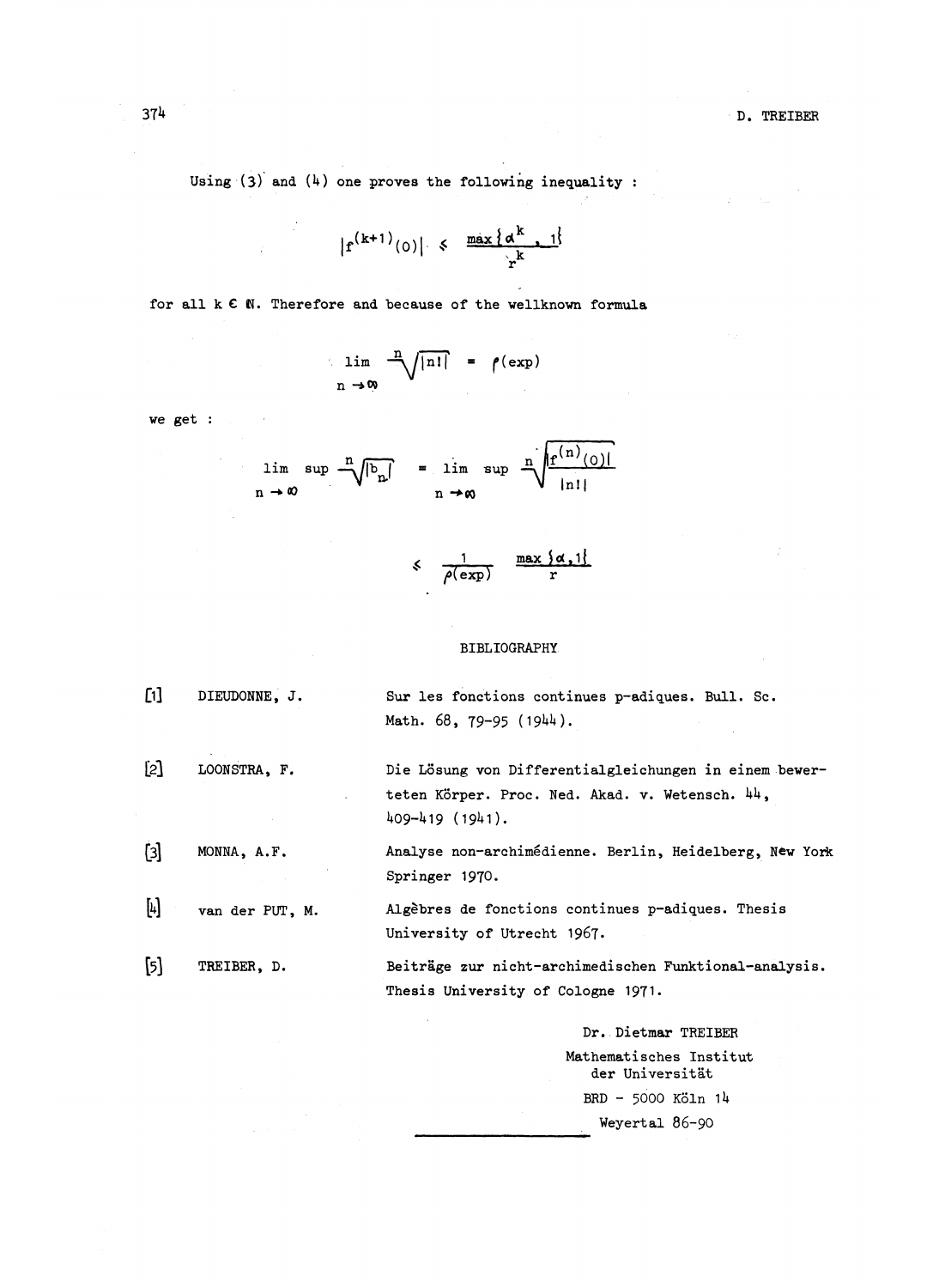Using (3) and (4) one proves the following inequality :

$$|f^{(k+1)}(0)| \leqslant \frac{\max\{\alpha^k, 1\}}{r^k}$$

for all $k \in \mathbb{N}$. Therefore and because of the wellknown formula

$$\lim_{n \to \infty} \sqrt[n]{|n!|} = \rho(\exp)$$

we get :

$$\limsup_{n \to \infty} \sqrt[n]{|b_n|} = \limsup_{n \to \infty} \sqrt[n]{\frac{|f^{(n)}(0)|}{|n!|}}$$

$$\leqslant \frac{1}{\rho(\exp)} \frac{\max\{\alpha, 1\}}{r}$$

## BIBLIOGRAPHY

[1] DIEUDONNE, J. Sur les fonctions continues p-adiques. Bull. Sc. Math. 68, 79-95 (1944).

[2] LOONSTRA, F. Die Lösung von Differentialgleichungen in einem bewerteten Körper. Proc. Ned. Akad. v. Wetensch. 44, 409-419 (1941).

[3] MONNA, A.F. Analyse non-archimédienne. Berlin, Heidelberg, New York Springer 1970.

[4] van der PUT, M. Algèbres de fonctions continues p-adiques. Thesis University of Utrecht 1967.

[5] TREIBER, D. Beiträge zur nicht-archimedischen Funktional-analysis. Thesis University of Cologne 1971.

Dr. Dietmar TREIBER
Mathematisches Institut
der Universität
BRD - 5000 Köln 14
Weyertal 86-90